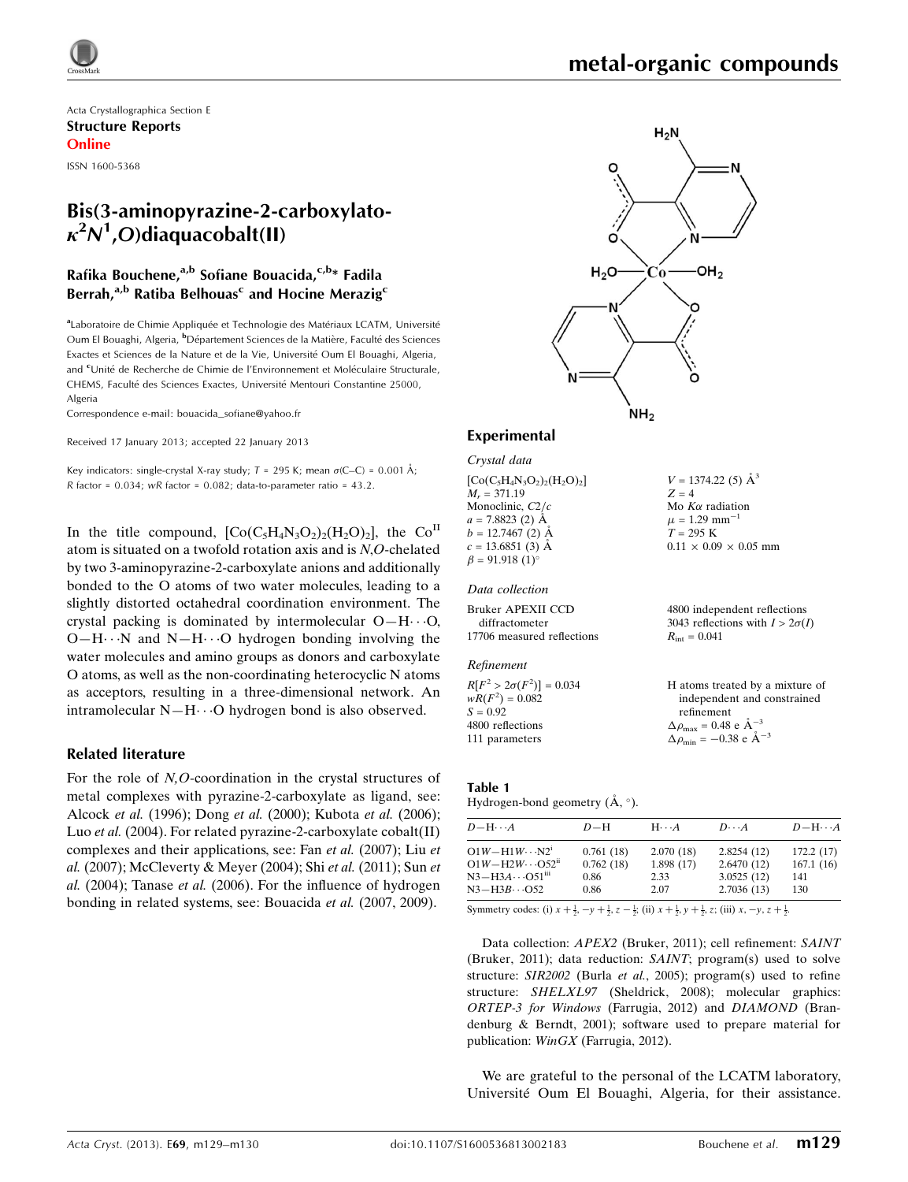Acta Crystallographica Section E

**Structure Reports**

**Online**

ISSN 1600-5368

# Bis(3-aminopyrazine-2-carboxylato-$\kappa^2N^1,O$)diaquacobalt(II)

**Rafika Bouchene,[a,b] Sofiane Bouacida,[c,b]* Fadila Berrah,[a,b] Ratiba Belhouas[c] and Hocine Merazig[c]**

[a]Laboratoire de Chimie Appliquée et Technologie des Matériaux LCATM, Université Oum El Bouaghi, Algeria, [b]Département Sciences de la Matière, Faculté des Sciences Exactes et Sciences de la Nature et de la Vie, Université Oum El Bouaghi, Algeria, and [c]Unité de Recherche de Chimie de l'Environnement et Moléculaire Structurale, CHEMS, Faculté des Sciences Exactes, Université Mentouri Constantine 25000, Algeria

Correspondence e-mail: bouacida_sofiane@yahoo.fr

Received 17 January 2013; accepted 22 January 2013

Key indicators: single-crystal X-ray study; $T$ = 295 K; mean $\sigma$(C–C) = 0.001 Å; $R$ factor = 0.034; $wR$ factor = 0.082; data-to-parameter ratio = 43.2.

In the title compound, $[Co(C_5H_4N_3O_2)_2(H_2O)_2]$, the $Co^{II}$ atom is situated on a twofold rotation axis and is $N,O$-chelated by two 3-aminopyrazine-2-carboxylate anions and additionally bonded to the O atoms of two water molecules, leading to a slightly distorted octahedral coordination environment. The crystal packing is dominated by intermolecular O—H⋯O, O—H⋯N and N—H⋯O hydrogen bonding involving the water molecules and amino groups as donors and carboxylate O atoms, as well as the non-coordinating heterocyclic N atoms as acceptors, resulting in a three-dimensional network. An intramolecular N—H⋯O hydrogen bond is also observed.

## Related literature

For the role of $N,O$-coordination in the crystal structures of metal complexes with pyrazine-2-carboxylate as ligand, see: Alcock *et al.* (1996); Dong *et al.* (2000); Kubota *et al.* (2006); Luo *et al.* (2004). For related pyrazine-2-carboxylate cobalt(II) complexes and their applications, see: Fan *et al.* (2007); Liu *et al.* (2007); McCleverty & Meyer (2004); Shi *et al.* (2011); Sun *et al.* (2004); Tanase *et al.* (2006). For the influence of hydrogen bonding in related systems, see: Bouacida *et al.* (2007, 2009).

## Experimental

### Crystal data

$[Co(C_5H_4N_3O_2)_2(H_2O)_2]$
$M_r$ = 371.19
Monoclinic, $C2/c$
$a$ = 7.8823 (2) Å
$b$ = 12.7467 (2) Å
$c$ = 13.6851 (3) Å
$\beta$ = 91.918 (1)°
$V$ = 1374.22 (5) Å$^3$
$Z$ = 4
Mo $K\alpha$ radiation
$\mu$ = 1.29 mm$^{-1}$
$T$ = 295 K
0.11 × 0.09 × 0.05 mm

### Data collection

Bruker APEXII CCD diffractometer
17706 measured reflections
4800 independent reflections
3043 reflections with $I > 2\sigma(I)$
$R_{int}$ = 0.041

### Refinement

$R[F^2 > 2\sigma(F^2)]$ = 0.034
$wR(F^2)$ = 0.082
$S$ = 0.92
4800 reflections
111 parameters
H atoms treated by a mixture of independent and constrained refinement
$\Delta\rho_{max}$ = 0.48 e Å$^{-3}$
$\Delta\rho_{min}$ = −0.38 e Å$^{-3}$

**Table 1**
Hydrogen-bond geometry (Å, °).

| $D$—H⋯$A$ | $D$—H | H⋯$A$ | $D$⋯$A$ | $D$—H⋯$A$ |
|---|---|---|---|---|
| O1$W$—H1$W$⋯N2$^{i}$ | 0.761 (18) | 2.070 (18) | 2.8254 (12) | 172.2 (17) |
| O1$W$—H2$W$⋯O52$^{ii}$ | 0.762 (18) | 1.898 (17) | 2.6470 (12) | 167.1 (16) |
| N3—H3$A$⋯O51$^{iii}$ | 0.86 | 2.33 | 3.0525 (12) | 141 |
| N3—H3$B$⋯O52 | 0.86 | 2.07 | 2.7036 (13) | 130 |

Symmetry codes: (i) $x+\frac{1}{2}, -y+\frac{1}{2}, z-\frac{1}{2}$; (ii) $x+\frac{1}{2}, y+\frac{1}{2}, z$; (iii) $x, -y, z+\frac{1}{2}$.

Data collection: *APEX2* (Bruker, 2011); cell refinement: *SAINT* (Bruker, 2011); data reduction: *SAINT*; program(s) used to solve structure: *SIR2002* (Burla *et al.*, 2005); program(s) used to refine structure: *SHELXL97* (Sheldrick, 2008); molecular graphics: *ORTEP-3 for Windows* (Farrugia, 2012) and *DIAMOND* (Brandenburg & Berndt, 2001); software used to prepare material for publication: *WinGX* (Farrugia, 2012).

We are grateful to the personal of the LCATM laboratory, Université Oum El Bouaghi, Algeria, for their assistance.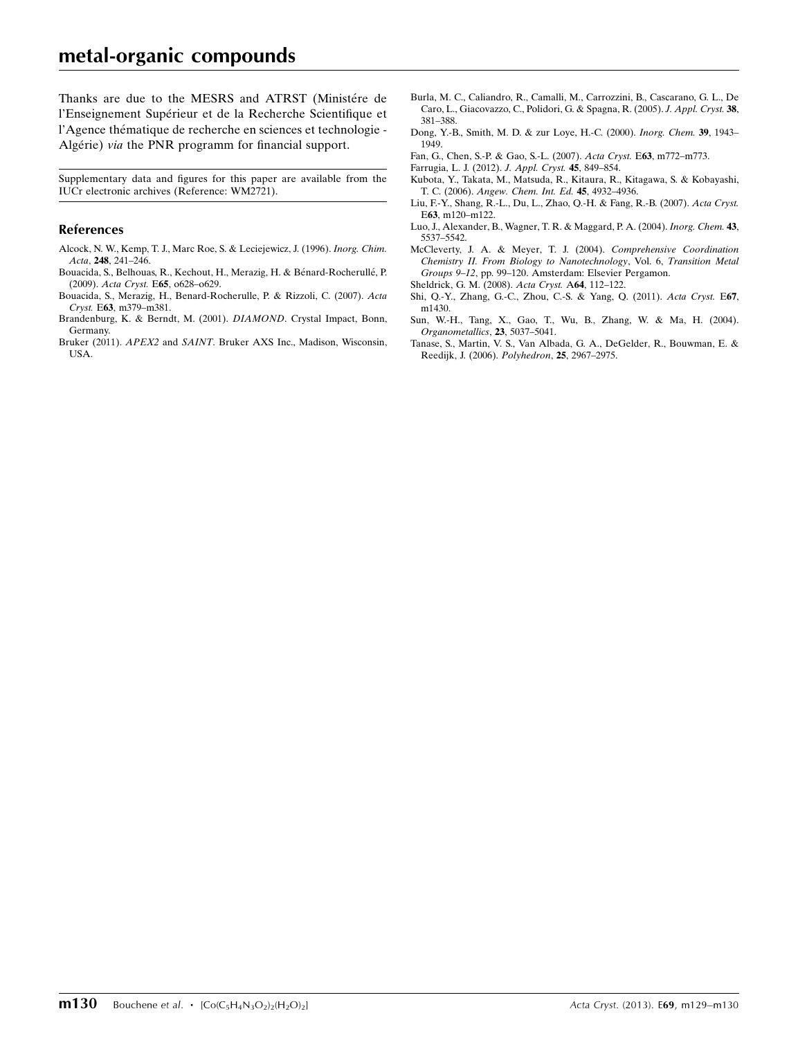Thanks are due to the MESRS and ATRST (Ministére de l'Enseignement Supérieur et de la Recherche Scientifique et l'Agence thématique de recherche en sciences et technologie - Algérie) *via* the PNR programm for financial support.

Supplementary data and figures for this paper are available from the IUCr electronic archives (Reference: WM2721).

## References

Alcock, N. W., Kemp, T. J., Marc Roe, S. & Leciejewicz, J. (1996). *Inorg. Chim. Acta*, **248**, 241–246.

Bouacida, S., Belhouas, R., Kechout, H., Merazig, H. & Bénard-Rocherullé, P. (2009). *Acta Cryst.* E**65**, o628–o629.

Bouacida, S., Merazig, H., Benard-Rocherulle, P. & Rizzoli, C. (2007). *Acta Cryst.* E**63**, m379–m381.

Brandenburg, K. & Berndt, M. (2001). *DIAMOND*. Crystal Impact, Bonn, Germany.

Bruker (2011). *APEX2* and *SAINT*. Bruker AXS Inc., Madison, Wisconsin, USA.

Burla, M. C., Caliandro, R., Camalli, M., Carrozzini, B., Cascarano, G. L., De Caro, L., Giacovazzo, C., Polidori, G. & Spagna, R. (2005). *J. Appl. Cryst.* **38**, 381–388.

Dong, Y.-B., Smith, M. D. & zur Loye, H.-C. (2000). *Inorg. Chem.* **39**, 1943–1949.

Fan, G., Chen, S.-P. & Gao, S.-L. (2007). *Acta Cryst.* E**63**, m772–m773.

Farrugia, L. J. (2012). *J. Appl. Cryst.* **45**, 849–854.

Kubota, Y., Takata, M., Matsuda, R., Kitaura, R., Kitagawa, S. & Kobayashi, T. C. (2006). *Angew. Chem. Int. Ed.* **45**, 4932–4936.

Liu, F.-Y., Shang, R.-L., Du, L., Zhao, Q.-H. & Fang, R.-B. (2007). *Acta Cryst.* E**63**, m120–m122.

Luo, J., Alexander, B., Wagner, T. R. & Maggard, P. A. (2004). *Inorg. Chem.* **43**, 5537–5542.

McCleverty, J. A. & Meyer, T. J. (2004). *Comprehensive Coordination Chemistry II. From Biology to Nanotechnology*, Vol. 6, *Transition Metal Groups 9–12*, pp. 99–120. Amsterdam: Elsevier Pergamon.

Sheldrick, G. M. (2008). *Acta Cryst.* A**64**, 112–122.

Shi, Q.-Y., Zhang, G.-C., Zhou, C.-S. & Yang, Q. (2011). *Acta Cryst.* E**67**, m1430.

Sun, W.-H., Tang, X., Gao, T., Wu, B., Zhang, W. & Ma, H. (2004). *Organometallics*, **23**, 5037–5041.

Tanase, S., Martin, V. S., Van Albada, G. A., DeGelder, R., Bouwman, E. & Reedijk, J. (2006). *Polyhedron*, **25**, 2967–2975.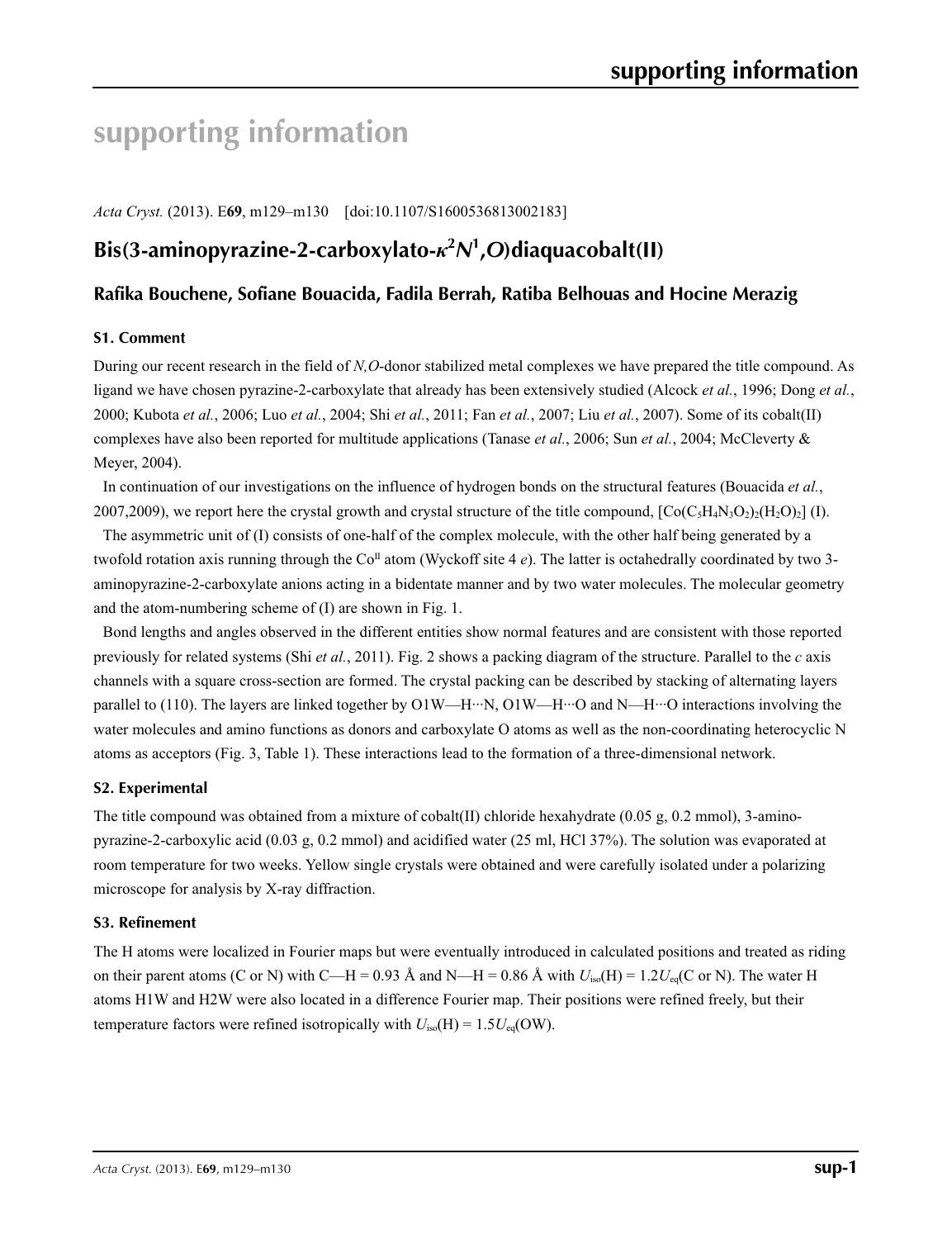# supporting information

*Acta Cryst.* (2013). E**69**, m129–m130 [doi:10.1107/S1600536813002183]

## Bis(3-aminopyrazine-2-carboxylato-$\kappa^2N^1$,*O*)diaquacobalt(II)

### Rafika Bouchene, Sofiane Bouacida, Fadila Berrah, Ratiba Belhouas and Hocine Merazig

#### S1. Comment

During our recent research in the field of *N,O*-donor stabilized metal complexes we have prepared the title compound. As ligand we have chosen pyrazine-2-carboxylate that already has been extensively studied (Alcock *et al.*, 1996; Dong *et al.*, 2000; Kubota *et al.*, 2006; Luo *et al.*, 2004; Shi *et al.*, 2011; Fan *et al.*, 2007; Liu *et al.*, 2007). Some of its cobalt(II) complexes have also been reported for multitude applications (Tanase *et al.*, 2006; Sun *et al.*, 2004; McCleverty & Meyer, 2004).

In continuation of our investigations on the influence of hydrogen bonds on the structural features (Bouacida *et al.*, 2007,2009), we report here the crystal growth and crystal structure of the title compound, $[Co(C_5H_4N_3O_2)_2(H_2O)_2]$ (I).

The asymmetric unit of (I) consists of one-half of the complex molecule, with the other half being generated by a twofold rotation axis running through the $Co^{II}$ atom (Wyckoff site 4 *e*). The latter is octahedrally coordinated by two 3-aminopyrazine-2-carboxylate anions acting in a bidentate manner and by two water molecules. The molecular geometry and the atom-numbering scheme of (I) are shown in Fig. 1.

Bond lengths and angles observed in the different entities show normal features and are consistent with those reported previously for related systems (Shi *et al.*, 2011). Fig. 2 shows a packing diagram of the structure. Parallel to the *c* axis channels with a square cross-section are formed. The crystal packing can be described by stacking of alternating layers parallel to (110). The layers are linked together by O1W—H···N, O1W—H···O and N—H···O interactions involving the water molecules and amino functions as donors and carboxylate O atoms as well as the non-coordinating heterocyclic N atoms as acceptors (Fig. 3, Table 1). These interactions lead to the formation of a three-dimensional network.

#### S2. Experimental

The title compound was obtained from a mixture of cobalt(II) chloride hexahydrate (0.05 g, 0.2 mmol), 3-amino-pyrazine-2-carboxylic acid (0.03 g, 0.2 mmol) and acidified water (25 ml, HCl 37%). The solution was evaporated at room temperature for two weeks. Yellow single crystals were obtained and were carefully isolated under a polarizing microscope for analysis by X-ray diffraction.

#### S3. Refinement

The H atoms were localized in Fourier maps but were eventually introduced in calculated positions and treated as riding on their parent atoms (C or N) with C—H = 0.93 Å and N—H = 0.86 Å with $U_{iso}$(H) = 1.2$U_{eq}$(C or N). The water H atoms H1W and H2W were also located in a difference Fourier map. Their positions were refined freely, but their temperature factors were refined isotropically with $U_{iso}$(H) = 1.5$U_{eq}$(OW).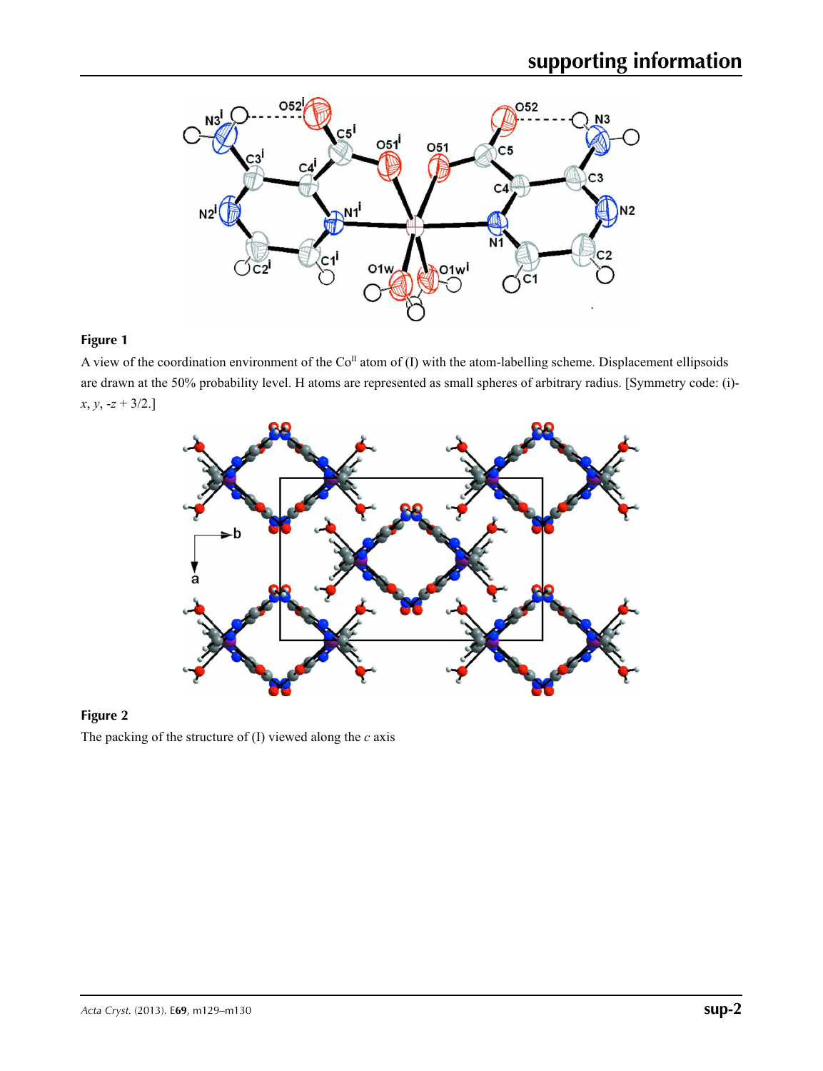**Figure 1**

A view of the coordination environment of the $Co^{II}$ atom of (I) with the atom-labelling scheme. Displacement ellipsoids are drawn at the 50% probability level. H atoms are represented as small spheres of arbitrary radius. [Symmetry code: (i) $-x, y, -z + 3/2$.]

**Figure 2**

The packing of the structure of (I) viewed along the *c* axis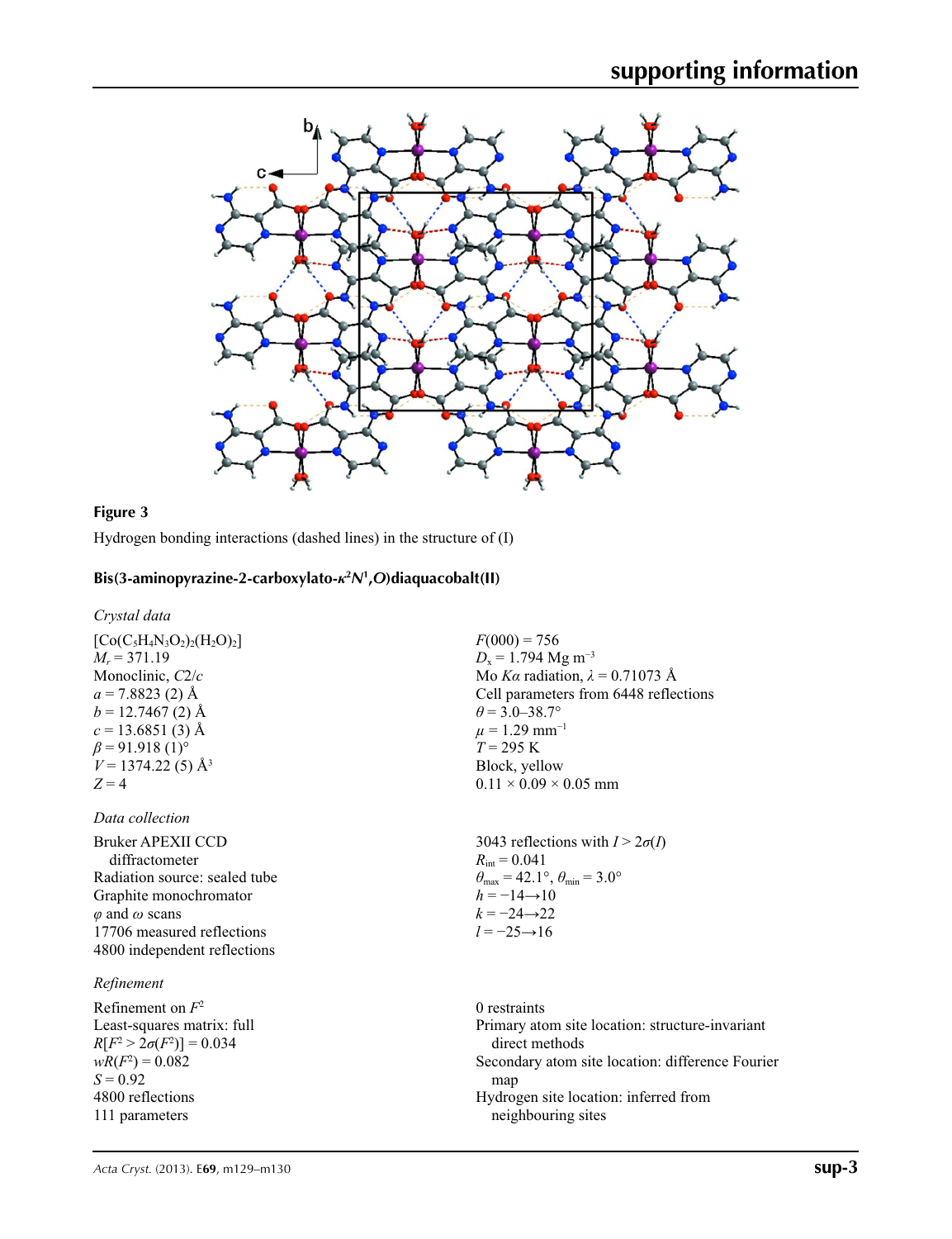**Figure 3**

Hydrogen bonding interactions (dashed lines) in the structure of (I)

## Bis(3-aminopyrazine-2-carboxylato-$\kappa^2N^1,O$)diaquacobalt(II)

### *Crystal data*

$[Co(C_5H_4N_3O_2)_2(H_2O)_2]$
$M_r = 371.19$
Monoclinic, $C2/c$
$a = 7.8823$ (2) Å
$b = 12.7467$ (2) Å
$c = 13.6851$ (3) Å
$\beta = 91.918$ (1)°
$V = 1374.22$ (5) Å$^3$
$Z = 4$
$F(000) = 756$
$D_x = 1.794$ Mg m$^{-3}$
Mo $K\alpha$ radiation, $\lambda = 0.71073$ Å
Cell parameters from 6448 reflections
$\theta = 3.0$–$38.7°$
$\mu = 1.29$ mm$^{-1}$
$T = 295$ K
Block, yellow
0.11 × 0.09 × 0.05 mm

### *Data collection*

Bruker APEXII CCD diffractometer
Radiation source: sealed tube
Graphite monochromator
$\varphi$ and $\omega$ scans
17706 measured reflections
4800 independent reflections
3043 reflections with $I > 2\sigma(I)$
$R_{int} = 0.041$
$\theta_{max} = 42.1°$, $\theta_{min} = 3.0°$
$h = -14 \rightarrow 10$
$k = -24 \rightarrow 22$
$l = -25 \rightarrow 16$

### *Refinement*

Refinement on $F^2$
Least-squares matrix: full
$R[F^2 > 2\sigma(F^2)] = 0.034$
$wR(F^2) = 0.082$
$S = 0.92$
4800 reflections
111 parameters
0 restraints
Primary atom site location: structure-invariant direct methods
Secondary atom site location: difference Fourier map
Hydrogen site location: inferred from neighbouring sites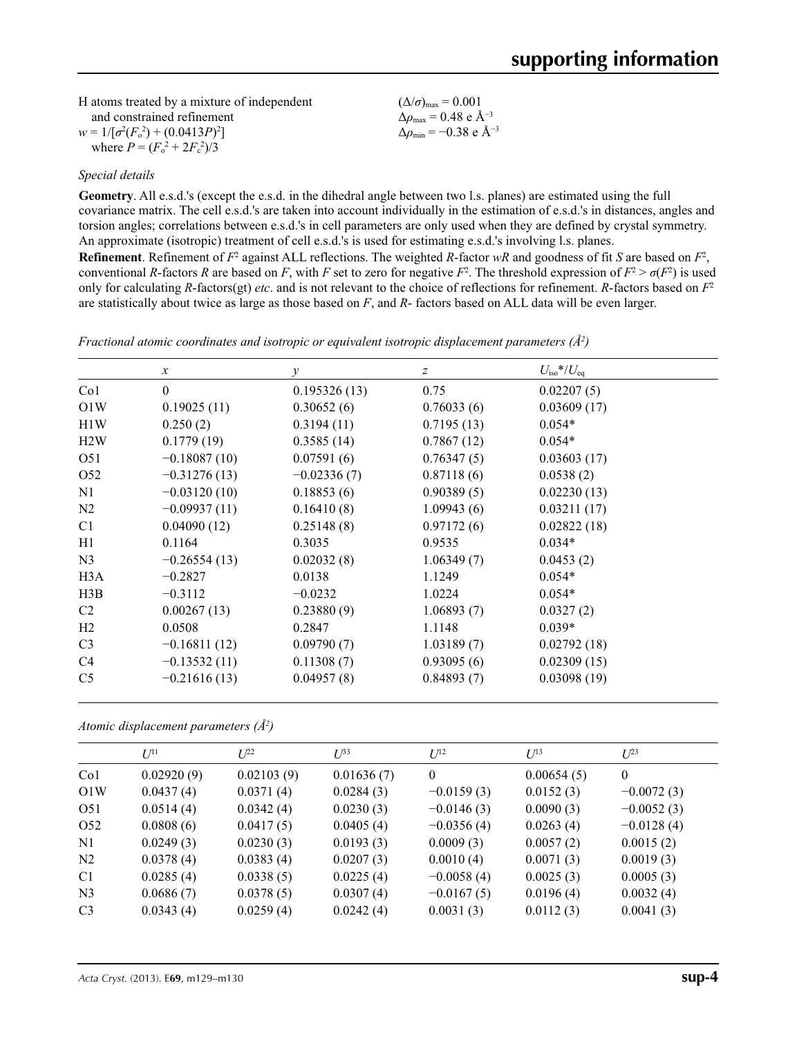H atoms treated by a mixture of independent and constrained refinement
$w = 1/[\sigma^2(F_o^2) + (0.0413P)^2]$ where $P = (F_o^2 + 2F_c^2)/3$
$(\Delta/\sigma)_{max} = 0.001$
$\Delta\rho_{max} = 0.48$ e Å$^{-3}$
$\Delta\rho_{min} = -0.38$ e Å$^{-3}$

### *Special details*

**Geometry**. All e.s.d.'s (except the e.s.d. in the dihedral angle between two l.s. planes) are estimated using the full covariance matrix. The cell e.s.d.'s are taken into account individually in the estimation of e.s.d.'s in distances, angles and torsion angles; correlations between e.s.d.'s in cell parameters are only used when they are defined by crystal symmetry. An approximate (isotropic) treatment of cell e.s.d.'s is used for estimating e.s.d.'s involving l.s. planes.

**Refinement**. Refinement of $F^2$ against ALL reflections. The weighted $R$-factor $wR$ and goodness of fit $S$ are based on $F^2$, conventional $R$-factors $R$ are based on $F$, with $F$ set to zero for negative $F^2$. The threshold expression of $F^2 > \sigma(F^2)$ is used only for calculating $R$-factors(gt) *etc*. and is not relevant to the choice of reflections for refinement. $R$-factors based on $F^2$ are statistically about twice as large as those based on $F$, and $R$- factors based on ALL data will be even larger.

*Fractional atomic coordinates and isotropic or equivalent isotropic displacement parameters (Å$^2$)*

| | $x$ | $y$ | $z$ | $U_{iso}$*/$U_{eq}$ |
|---|---|---|---|---|
| Co1 | 0 | 0.195326 (13) | 0.75 | 0.02207 (5) |
| O1W | 0.19025 (11) | 0.30652 (6) | 0.76033 (6) | 0.03609 (17) |
| H1W | 0.250 (2) | 0.3194 (11) | 0.7195 (13) | 0.054* |
| H2W | 0.1779 (19) | 0.3585 (14) | 0.7867 (12) | 0.054* |
| O51 | −0.18087 (10) | 0.07591 (6) | 0.76347 (5) | 0.03603 (17) |
| O52 | −0.31276 (13) | −0.02336 (7) | 0.87118 (6) | 0.0538 (2) |
| N1 | −0.03120 (10) | 0.18853 (6) | 0.90389 (5) | 0.02230 (13) |
| N2 | −0.09937 (11) | 0.16410 (8) | 1.09943 (6) | 0.03211 (17) |
| C1 | 0.04090 (12) | 0.25148 (8) | 0.97172 (6) | 0.02822 (18) |
| H1 | 0.1164 | 0.3035 | 0.9535 | 0.034* |
| N3 | −0.26554 (13) | 0.02032 (8) | 1.06349 (7) | 0.0453 (2) |
| H3A | −0.2827 | 0.0138 | 1.1249 | 0.054* |
| H3B | −0.3112 | −0.0232 | 1.0224 | 0.054* |
| C2 | 0.00267 (13) | 0.23880 (9) | 1.06893 (7) | 0.0327 (2) |
| H2 | 0.0508 | 0.2847 | 1.1148 | 0.039* |
| C3 | −0.16811 (12) | 0.09790 (7) | 1.03189 (7) | 0.02792 (18) |
| C4 | −0.13532 (11) | 0.11308 (7) | 0.93095 (6) | 0.02309 (15) |
| C5 | −0.21616 (13) | 0.04957 (8) | 0.84893 (7) | 0.03098 (19) |

*Atomic displacement parameters (Å$^2$)*

| | $U^{11}$ | $U^{22}$ | $U^{33}$ | $U^{12}$ | $U^{13}$ | $U^{23}$ |
|---|---|---|---|---|---|---|
| Co1 | 0.02920 (9) | 0.02103 (9) | 0.01636 (7) | 0 | 0.00654 (5) | 0 |
| O1W | 0.0437 (4) | 0.0371 (4) | 0.0284 (3) | −0.0159 (3) | 0.0152 (3) | −0.0072 (3) |
| O51 | 0.0514 (4) | 0.0342 (4) | 0.0230 (3) | −0.0146 (3) | 0.0090 (3) | −0.0052 (3) |
| O52 | 0.0808 (6) | 0.0417 (5) | 0.0405 (4) | −0.0356 (4) | 0.0263 (4) | −0.0128 (4) |
| N1 | 0.0249 (3) | 0.0230 (3) | 0.0193 (3) | 0.0009 (3) | 0.0057 (2) | 0.0015 (2) |
| N2 | 0.0378 (4) | 0.0383 (4) | 0.0207 (3) | 0.0010 (4) | 0.0071 (3) | 0.0019 (3) |
| C1 | 0.0285 (4) | 0.0338 (5) | 0.0225 (4) | −0.0058 (4) | 0.0025 (3) | 0.0005 (3) |
| N3 | 0.0686 (7) | 0.0378 (5) | 0.0307 (4) | −0.0167 (5) | 0.0196 (4) | 0.0032 (4) |
| C3 | 0.0343 (4) | 0.0259 (4) | 0.0242 (4) | 0.0031 (3) | 0.0112 (3) | 0.0041 (3) |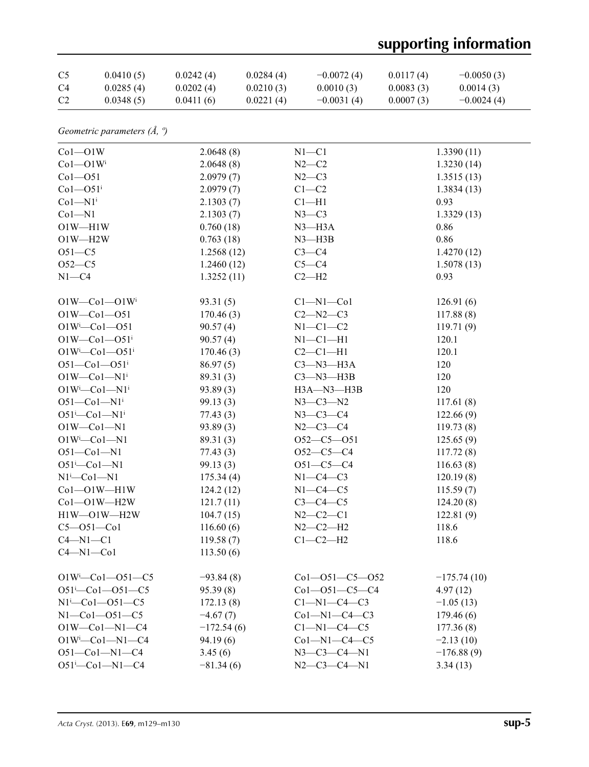| | | | | | | |
|---|---|---|---|---|---|---|
| C5 | 0.0410 (5) | 0.0242 (4) | 0.0284 (4) | −0.0072 (4) | 0.0117 (4) | −0.0050 (3) |
| C4 | 0.0285 (4) | 0.0202 (4) | 0.0210 (3) | 0.0010 (3) | 0.0083 (3) | 0.0014 (3) |
| C2 | 0.0348 (5) | 0.0411 (6) | 0.0221 (4) | −0.0031 (4) | 0.0007 (3) | −0.0024 (4) |

*Geometric parameters (Å, º)*

| | | | |
|---|---|---|---|
| Co1—O1W | 2.0648 (8) | N1—C1 | 1.3390 (11) |
| Co1—O1W$^{i}$ | 2.0648 (8) | N2—C2 | 1.3230 (14) |
| Co1—O51 | 2.0979 (7) | N2—C3 | 1.3515 (13) |
| Co1—O51$^{i}$ | 2.0979 (7) | C1—C2 | 1.3834 (13) |
| Co1—N1$^{i}$ | 2.1303 (7) | C1—H1 | 0.93 |
| Co1—N1 | 2.1303 (7) | N3—C3 | 1.3329 (13) |
| O1W—H1W | 0.760 (18) | N3—H3A | 0.86 |
| O1W—H2W | 0.763 (18) | N3—H3B | 0.86 |
| O51—C5 | 1.2568 (12) | C3—C4 | 1.4270 (12) |
| O52—C5 | 1.2460 (12) | C5—C4 | 1.5078 (13) |
| N1—C4 | 1.3252 (11) | C2—H2 | 0.93 |
| | | | |
| O1W—Co1—O1W$^{i}$ | 93.31 (5) | C1—N1—Co1 | 126.91 (6) |
| O1W—Co1—O51 | 170.46 (3) | C2—N2—C3 | 117.88 (8) |
| O1W$^{i}$—Co1—O51 | 90.57 (4) | N1—C1—C2 | 119.71 (9) |
| O1W—Co1—O51$^{i}$ | 90.57 (4) | N1—C1—H1 | 120.1 |
| O1W$^{i}$—Co1—O51$^{i}$ | 170.46 (3) | C2—C1—H1 | 120.1 |
| O51—Co1—O51$^{i}$ | 86.97 (5) | C3—N3—H3A | 120 |
| O1W—Co1—N1$^{i}$ | 89.31 (3) | C3—N3—H3B | 120 |
| O1W$^{i}$—Co1—N1$^{i}$ | 93.89 (3) | H3A—N3—H3B | 120 |
| O51—Co1—N1$^{i}$ | 99.13 (3) | N3—C3—N2 | 117.61 (8) |
| O51$^{i}$—Co1—N1$^{i}$ | 77.43 (3) | N3—C3—C4 | 122.66 (9) |
| O1W—Co1—N1 | 93.89 (3) | N2—C3—C4 | 119.73 (8) |
| O1W$^{i}$—Co1—N1 | 89.31 (3) | O52—C5—O51 | 125.65 (9) |
| O51—Co1—N1 | 77.43 (3) | O52—C5—C4 | 117.72 (8) |
| O51$^{i}$—Co1—N1 | 99.13 (3) | O51—C5—C4 | 116.63 (8) |
| N1$^{i}$—Co1—N1 | 175.34 (4) | N1—C4—C3 | 120.19 (8) |
| Co1—O1W—H1W | 124.2 (12) | N1—C4—C5 | 115.59 (7) |
| Co1—O1W—H2W | 121.7 (11) | C3—C4—C5 | 124.20 (8) |
| H1W—O1W—H2W | 104.7 (15) | N2—C2—C1 | 122.81 (9) |
| C5—O51—Co1 | 116.60 (6) | N2—C2—H2 | 118.6 |
| C4—N1—C1 | 119.58 (7) | C1—C2—H2 | 118.6 |
| C4—N1—Co1 | 113.50 (6) | | |
| | | | |
| O1W$^{i}$—Co1—O51—C5 | −93.84 (8) | Co1—O51—C5—O52 | −175.74 (10) |
| O51$^{i}$—Co1—O51—C5 | 95.39 (8) | Co1—O51—C5—C4 | 4.97 (12) |
| N1$^{i}$—Co1—O51—C5 | 172.13 (8) | C1—N1—C4—C3 | −1.05 (13) |
| N1—Co1—O51—C5 | −4.67 (7) | Co1—N1—C4—C3 | 179.46 (6) |
| O1W—Co1—N1—C4 | −172.54 (6) | C1—N1—C4—C5 | 177.36 (8) |
| O1W$^{i}$—Co1—N1—C4 | 94.19 (6) | Co1—N1—C4—C5 | −2.13 (10) |
| O51—Co1—N1—C4 | 3.45 (6) | N3—C3—C4—N1 | −176.88 (9) |
| O51$^{i}$—Co1—N1—C4 | −81.34 (6) | N2—C3—C4—N1 | 3.34 (13) |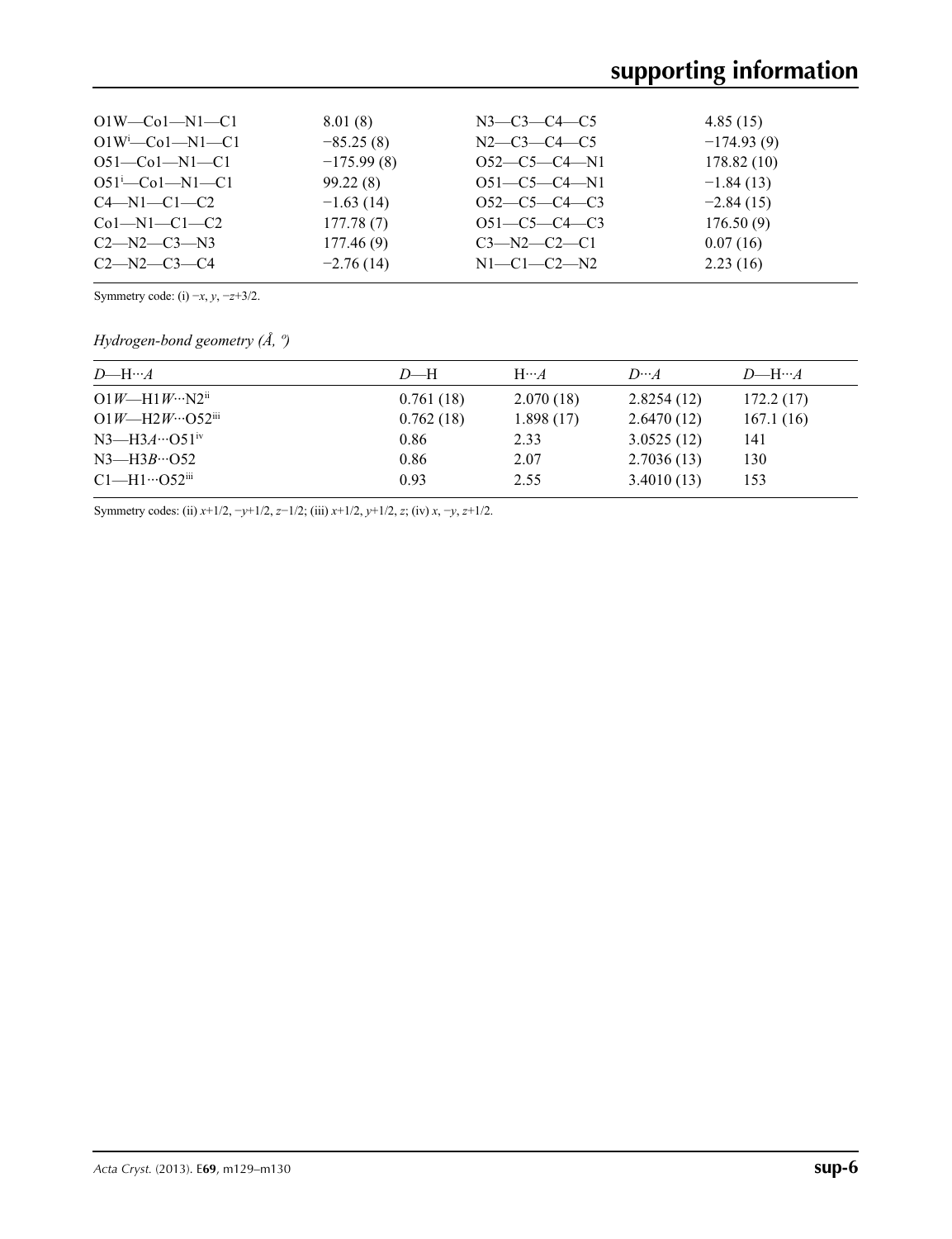| | | | |
|---|---|---|---|
| O1W—Co1—N1—C1 | 8.01 (8) | N3—C3—C4—C5 | 4.85 (15) |
| O1W$^{i}$—Co1—N1—C1 | −85.25 (8) | N2—C3—C4—C5 | −174.93 (9) |
| O51—Co1—N1—C1 | −175.99 (8) | O52—C5—C4—N1 | 178.82 (10) |
| O51$^{i}$—Co1—N1—C1 | 99.22 (8) | O51—C5—C4—N1 | −1.84 (13) |
| C4—N1—C1—C2 | −1.63 (14) | O52—C5—C4—C3 | −2.84 (15) |
| Co1—N1—C1—C2 | 177.78 (7) | O51—C5—C4—C3 | 176.50 (9) |
| C2—N2—C3—N3 | 177.46 (9) | C3—N2—C2—C1 | 0.07 (16) |
| C2—N2—C3—C4 | −2.76 (14) | N1—C1—C2—N2 | 2.23 (16) |

Symmetry code: (i) −*x*, *y*, −*z*+3/2.

*Hydrogen-bond geometry (Å, º)*

| *D*—H···*A* | *D*—H | H···*A* | *D*···*A* | *D*—H···*A* |
|---|---|---|---|---|
| O1*W*—H1*W*···N2$^{ii}$ | 0.761 (18) | 2.070 (18) | 2.8254 (12) | 172.2 (17) |
| O1*W*—H2*W*···O52$^{iii}$ | 0.762 (18) | 1.898 (17) | 2.6470 (12) | 167.1 (16) |
| N3—H3*A*···O51$^{iv}$ | 0.86 | 2.33 | 3.0525 (12) | 141 |
| N3—H3*B*···O52 | 0.86 | 2.07 | 2.7036 (13) | 130 |
| C1—H1···O52$^{iii}$ | 0.93 | 2.55 | 3.4010 (13) | 153 |

Symmetry codes: (ii) *x*+1/2, −*y*+1/2, *z*−1/2; (iii) *x*+1/2, *y*+1/2, *z*; (iv) *x*, −*y*, *z*+1/2.